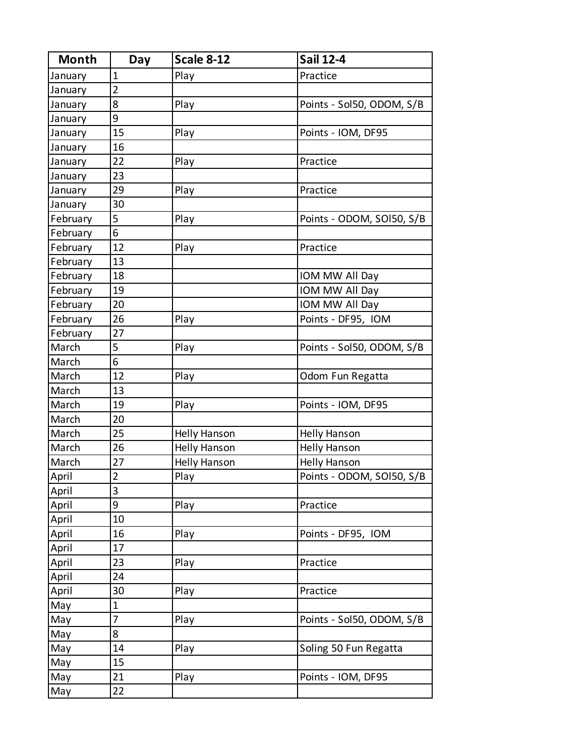| Month | Day | Scale 8-12 | Sail 12-4 |
| --- | --- | --- | --- |
| January | 1 | Play | Practice |
| January | 2 | | |
| January | 8 | Play | Points - Sol50, ODOM, S/B |
| January | 9 | | |
| January | 15 | Play | Points - IOM, DF95 |
| January | 16 | | |
| January | 22 | Play | Practice |
| January | 23 | | |
| January | 29 | Play | Practice |
| January | 30 | | |
| February | 5 | Play | Points - ODOM, SOl50, S/B |
| February | 6 | | |
| February | 12 | Play | Practice |
| February | 13 | | |
| February | 18 | | IOM MW All Day |
| February | 19 | | IOM MW All Day |
| February | 20 | | IOM MW All Day |
| February | 26 | Play | Points - DF95, IOM |
| February | 27 | | |
| March | 5 | Play | Points - Sol50, ODOM, S/B |
| March | 6 | | |
| March | 12 | Play | Odom Fun Regatta |
| March | 13 | | |
| March | 19 | Play | Points - IOM, DF95 |
| March | 20 | | |
| March | 25 | Helly Hanson | Helly Hanson |
| March | 26 | Helly Hanson | Helly Hanson |
| March | 27 | Helly Hanson | Helly Hanson |
| April | 2 | Play | Points - ODOM, SOl50, S/B |
| April | 3 | | |
| April | 9 | Play | Practice |
| April | 10 | | |
| April | 16 | Play | Points - DF95, IOM |
| April | 17 | | |
| April | 23 | Play | Practice |
| April | 24 | | |
| April | 30 | Play | Practice |
| May | 1 | | |
| May | 7 | Play | Points - Sol50, ODOM, S/B |
| May | 8 | | |
| May | 14 | Play | Soling 50 Fun Regatta |
| May | 15 | | |
| May | 21 | Play | Points - IOM, DF95 |
| May | 22 | | |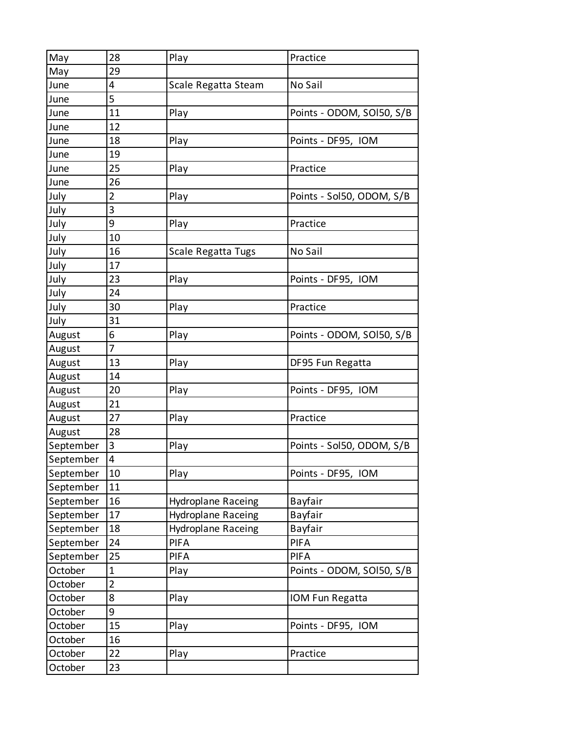| May | 28 | Play | Practice |
|---|---|---|---|
| May | 29 | | |
| June | 4 | Scale Regatta Steam | No Sail |
| June | 5 | | |
| June | 11 | Play | Points - ODOM, SOl50, S/B |
| June | 12 | | |
| June | 18 | Play | Points - DF95, IOM |
| June | 19 | | |
| June | 25 | Play | Practice |
| June | 26 | | |
| July | 2 | Play | Points - Sol50, ODOM, S/B |
| July | 3 | | |
| July | 9 | Play | Practice |
| July | 10 | | |
| July | 16 | Scale Regatta Tugs | No Sail |
| July | 17 | | |
| July | 23 | Play | Points - DF95, IOM |
| July | 24 | | |
| July | 30 | Play | Practice |
| July | 31 | | |
| August | 6 | Play | Points - ODOM, SOl50, S/B |
| August | 7 | | |
| August | 13 | Play | DF95 Fun Regatta |
| August | 14 | | |
| August | 20 | Play | Points - DF95, IOM |
| August | 21 | | |
| August | 27 | Play | Practice |
| August | 28 | | |
| September | 3 | Play | Points - Sol50, ODOM, S/B |
| September | 4 | | |
| September | 10 | Play | Points - DF95, IOM |
| September | 11 | | |
| September | 16 | Hydroplane Raceing | Bayfair |
| September | 17 | Hydroplane Raceing | Bayfair |
| September | 18 | Hydroplane Raceing | Bayfair |
| September | 24 | PIFA | PIFA |
| September | 25 | PIFA | PIFA |
| October | 1 | Play | Points - ODOM, SOl50, S/B |
| October | 2 | | |
| October | 8 | Play | IOM Fun Regatta |
| October | 9 | | |
| October | 15 | Play | Points - DF95, IOM |
| October | 16 | | |
| October | 22 | Play | Practice |
| October | 23 | | |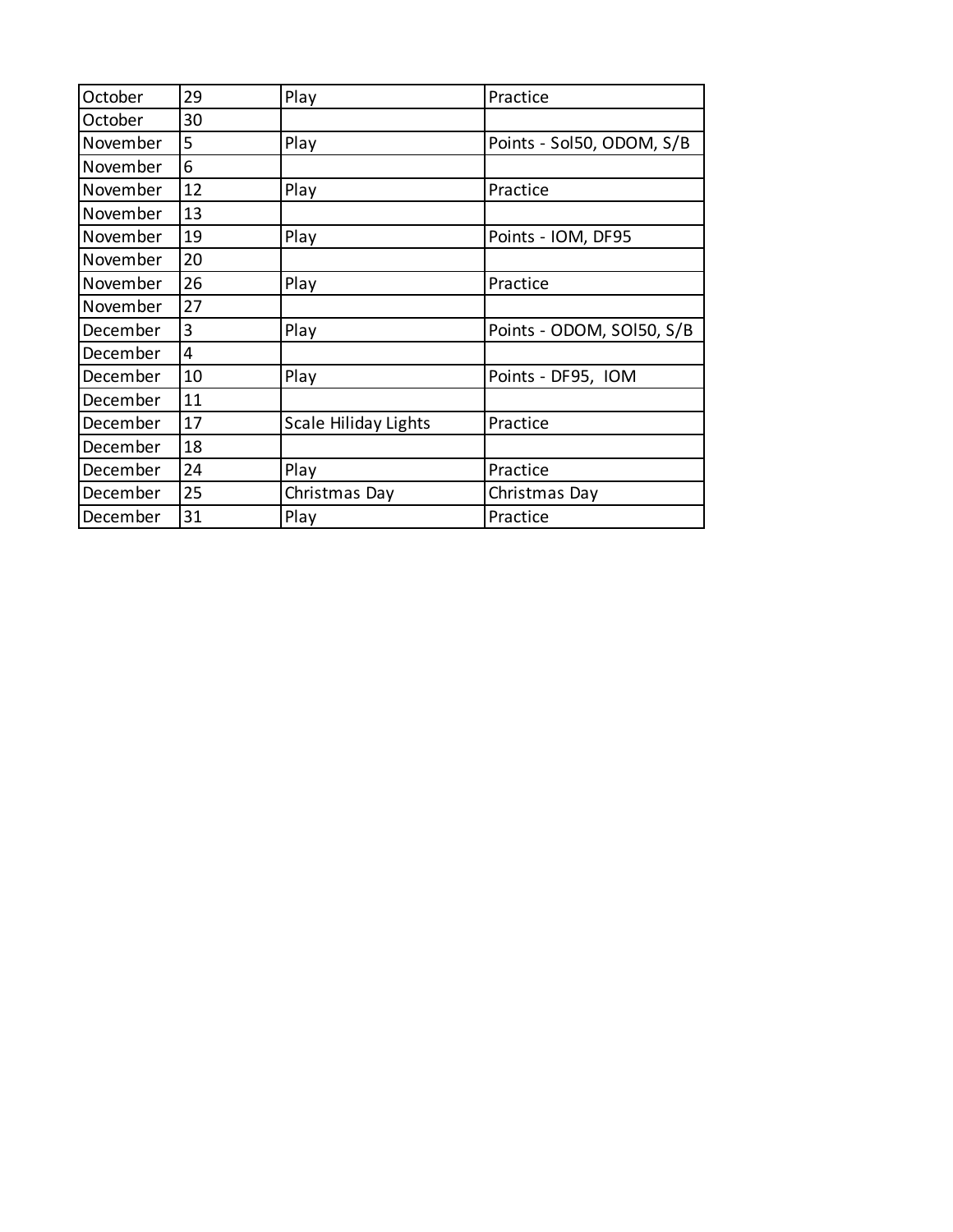| | | | |
|---|---|---|---|
| October | 29 | Play | Practice |
| October | 30 | | |
| November | 5 | Play | Points - Sol50, ODOM, S/B |
| November | 6 | | |
| November | 12 | Play | Practice |
| November | 13 | | |
| November | 19 | Play | Points - IOM, DF95 |
| November | 20 | | |
| November | 26 | Play | Practice |
| November | 27 | | |
| December | 3 | Play | Points - ODOM, SOl50, S/B |
| December | 4 | | |
| December | 10 | Play | Points - DF95, IOM |
| December | 11 | | |
| December | 17 | Scale Hiliday Lights | Practice |
| December | 18 | | |
| December | 24 | Play | Practice |
| December | 25 | Christmas Day | Christmas Day |
| December | 31 | Play | Practice |